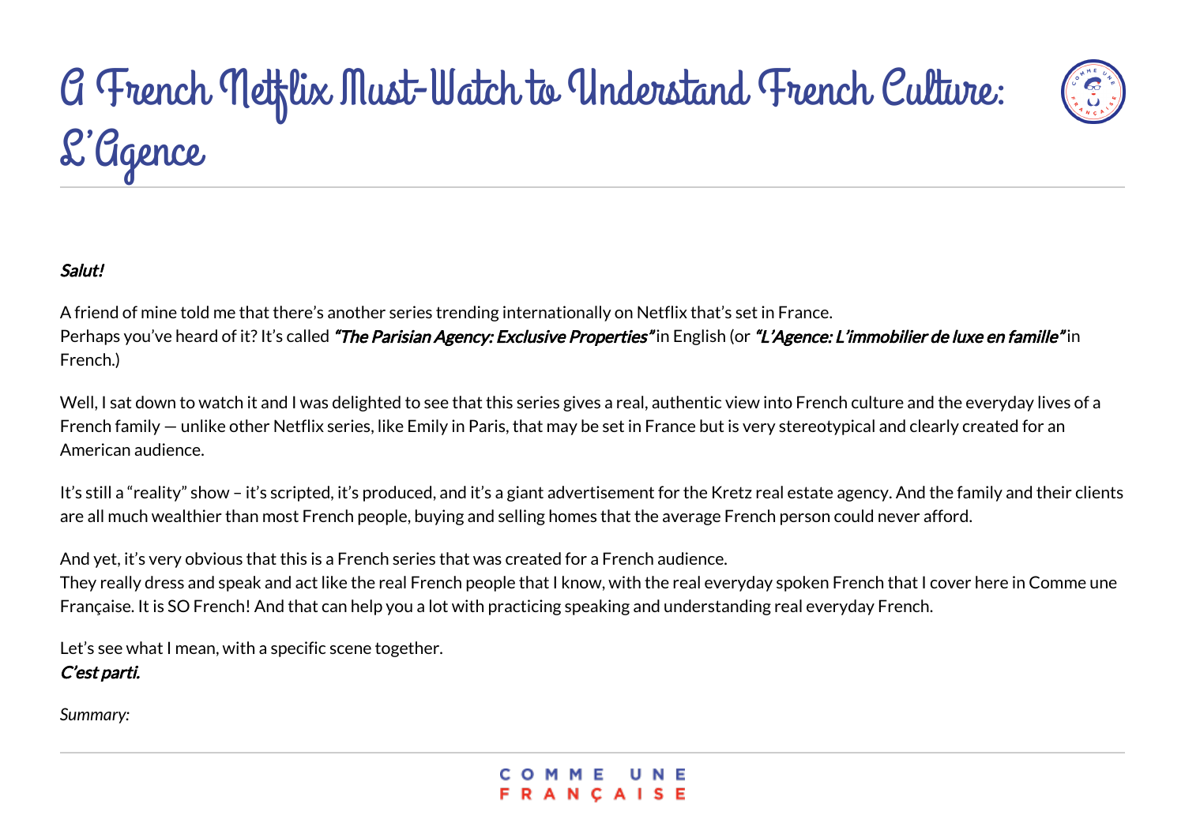# A French Netflix Must-Watch to Understand French Culture: L'Agence

***Salut!***

A friend of mine told me that there's another series trending internationally on Netflix that's set in France.
Perhaps you've heard of it? It's called ***"The Parisian Agency: Exclusive Properties"*** in English (or ***"L'Agence: L'immobilier de luxe en famille"*** in French.)

Well, I sat down to watch it and I was delighted to see that this series gives a real, authentic view into French culture and the everyday lives of a French family — unlike other Netflix series, like Emily in Paris, that may be set in France but is very stereotypical and clearly created for an American audience.

It's still a "reality" show – it's scripted, it's produced, and it's a giant advertisement for the Kretz real estate agency. And the family and their clients are all much wealthier than most French people, buying and selling homes that the average French person could never afford.

And yet, it's very obvious that this is a French series that was created for a French audience.
They really dress and speak and act like the real French people that I know, with the real everyday spoken French that I cover here in Comme une Française. It is SO French! And that can help you a lot with practicing speaking and understanding real everyday French.

Let's see what I mean, with a specific scene together.
***C'est parti.***

*Summary:*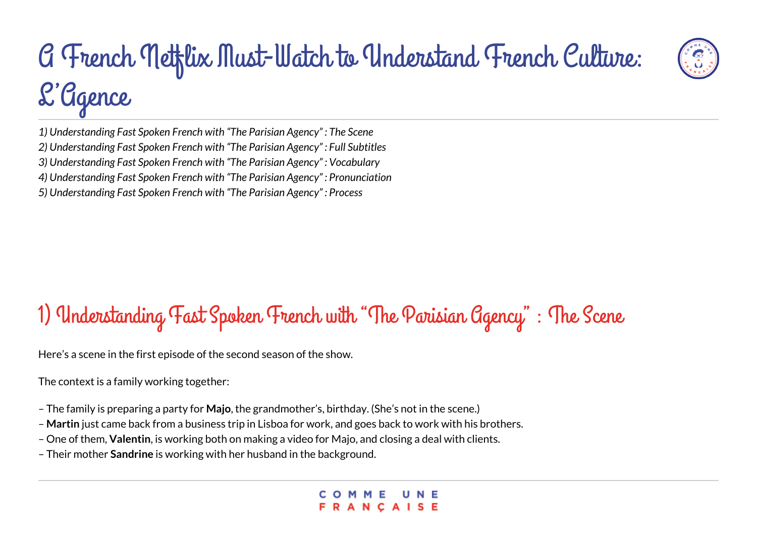# A French Netflix Must-Watch to Understand French Culture: L'Agence

*1) Understanding Fast Spoken French with "The Parisian Agency" : The Scene*
*2) Understanding Fast Spoken French with "The Parisian Agency" : Full Subtitles*
*3) Understanding Fast Spoken French with "The Parisian Agency" : Vocabulary*
*4) Understanding Fast Spoken French with "The Parisian Agency" : Pronunciation*
*5) Understanding Fast Spoken French with "The Parisian Agency" : Process*

## 1) Understanding Fast Spoken French with "The Parisian Agency" : The Scene

Here's a scene in the first episode of the second season of the show.

The context is a family working together:

– The family is preparing a party for **Majo**, the grandmother's, birthday. (She's not in the scene.)
– **Martin** just came back from a business trip in Lisboa for work, and goes back to work with his brothers.
– One of them, **Valentin**, is working both on making a video for Majo, and closing a deal with clients.
– Their mother **Sandrine** is working with her husband in the background.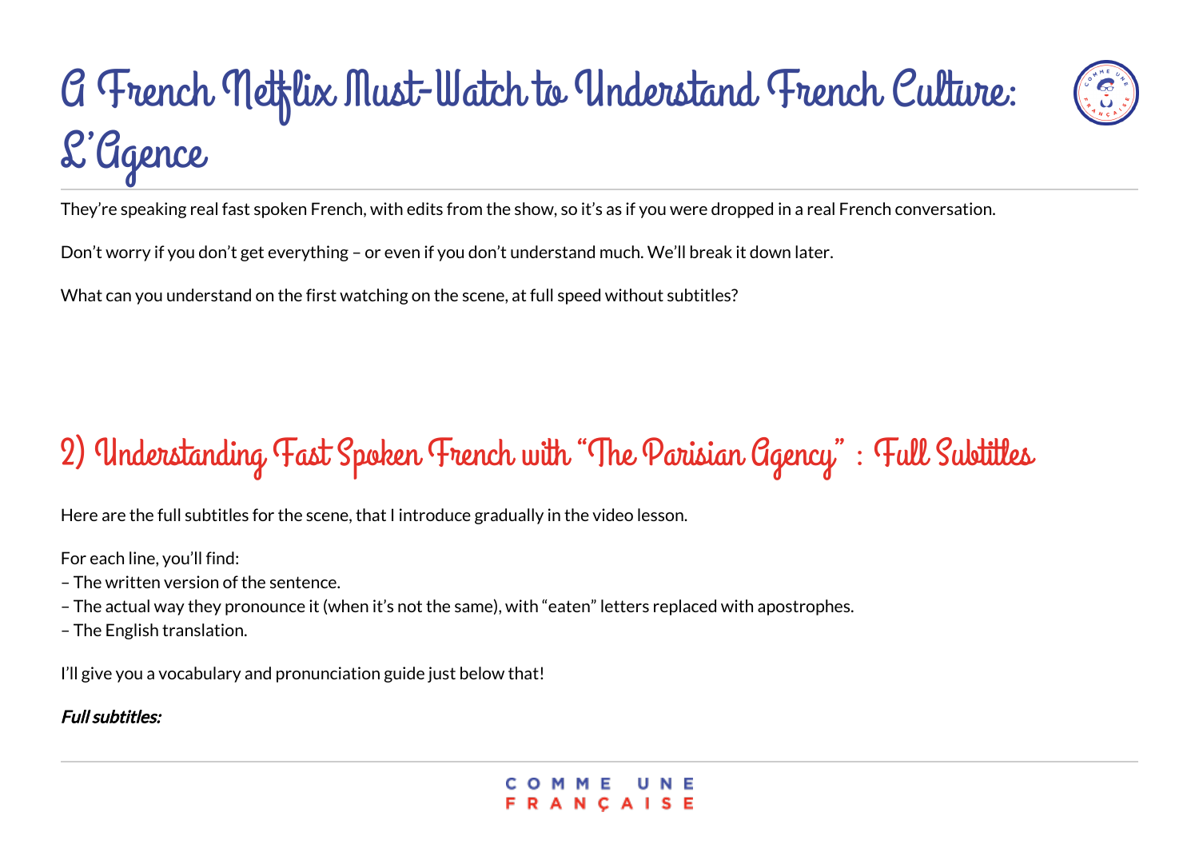# A French Netflix Must-Watch to Understand French Culture: L'Agence

They're speaking real fast spoken French, with edits from the show, so it's as if you were dropped in a real French conversation.

Don't worry if you don't get everything – or even if you don't understand much. We'll break it down later.

What can you understand on the first watching on the scene, at full speed without subtitles?

## 2) Understanding Fast Spoken French with "The Parisian Agency" : Full Subtitles

Here are the full subtitles for the scene, that I introduce gradually in the video lesson.

For each line, you'll find:
– The written version of the sentence.
– The actual way they pronounce it (when it's not the same), with "eaten" letters replaced with apostrophes.
– The English translation.

I'll give you a vocabulary and pronunciation guide just below that!

***Full subtitles:***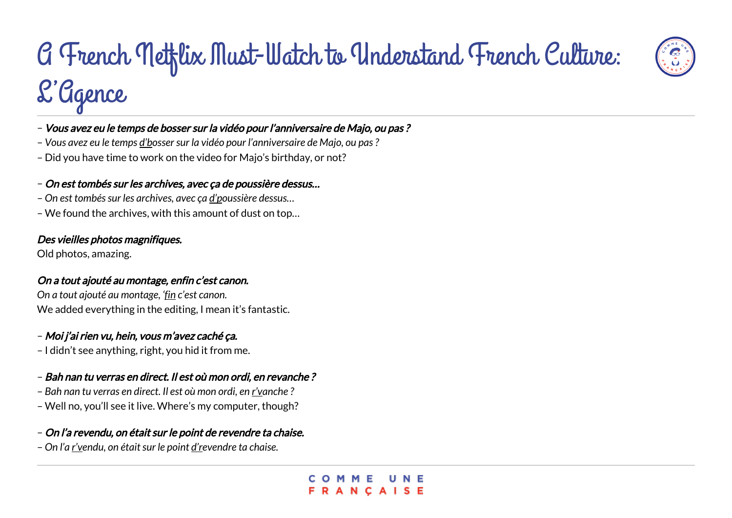# A French Netflix Must-Watch to Understand French Culture: L'Agence

– ***Vous avez eu le temps de bosser sur la vidéo pour l'anniversaire de Majo, ou pas ?***
– *Vous avez eu le temps <u>d'b</u>osser sur la vidéo pour l'anniversaire de Majo, ou pas ?*
– Did you have time to work on the video for Majo's birthday, or not?

– ***On est tombés sur les archives, avec ça de poussière dessus…***
– *On est tombés sur les archives, avec ça <u>d'p</u>oussière dessus…*
– We found the archives, with this amount of dust on top…

***Des vieilles photos magnifiques.***
Old photos, amazing.

***On a tout ajouté au montage, enfin c'est canon.***
*On a tout ajouté au montage, '<u>fin</u> c'est canon.*
We added everything in the editing, I mean it's fantastic.

– ***Moi j'ai rien vu, hein, vous m'avez caché ça.***
– I didn't see anything, right, you hid it from me.

– ***Bah nan tu verras en direct. Il est où mon ordi, en revanche ?***
– *Bah nan tu verras en direct. Il est où mon ordi, en <u>r'v</u>anche ?*
– Well no, you'll see it live. Where's my computer, though?

– ***On l'a revendu, on était sur le point de revendre ta chaise.***
– *On l'a <u>r'v</u>endu, on était sur le point <u>d'r</u>evendre ta chaise.*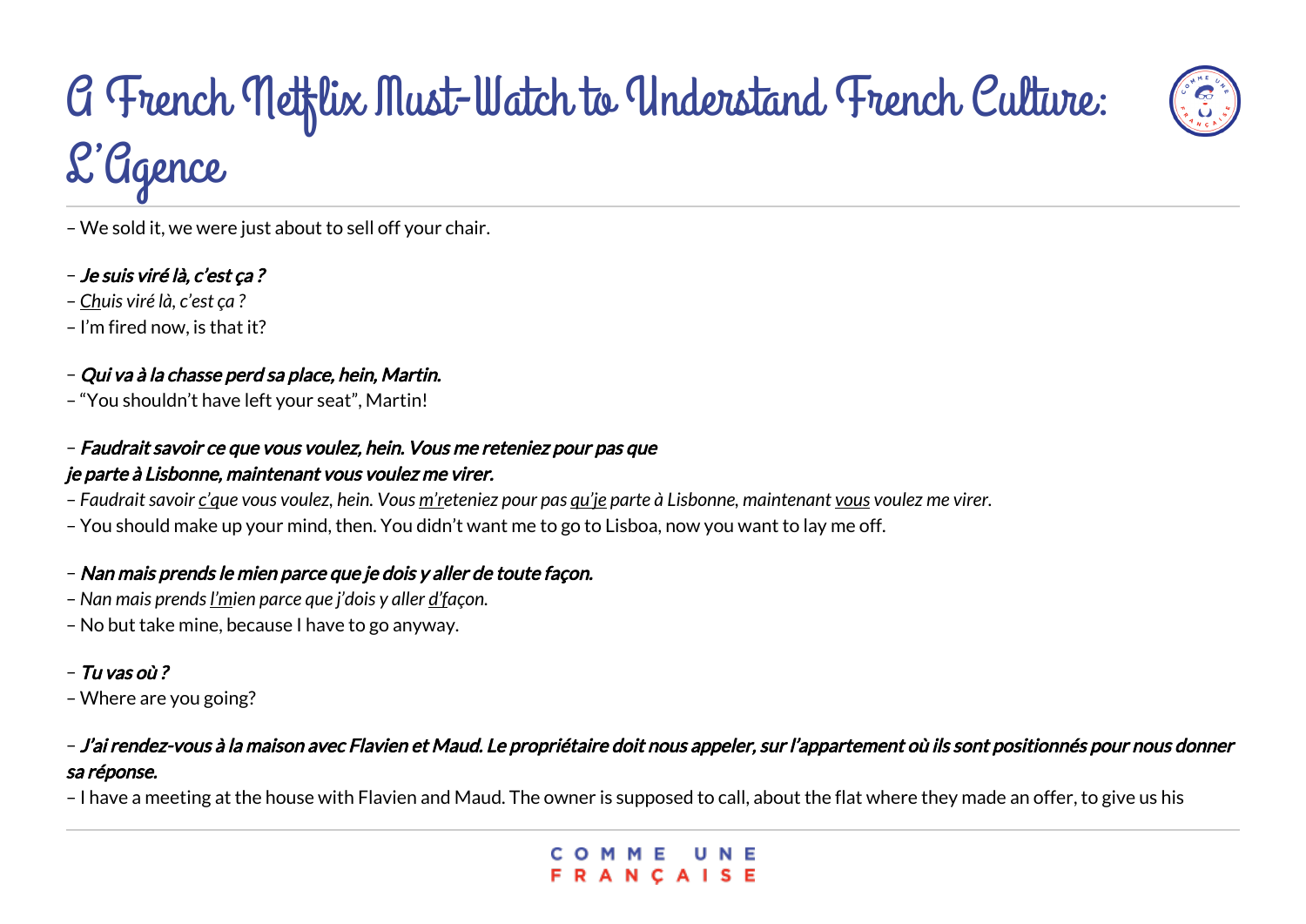# A French Netflix Must-Watch to Understand French Culture: L'Agence

– We sold it, we were just about to sell off your chair.

– ***Je suis viré là, c'est ça ?***
– *<u>Ch</u>uis viré là, c'est ça ?*
– I'm fired now, is that it?

– ***Qui va à la chasse perd sa place, hein, Martin.***
– "You shouldn't have left your seat", Martin!

– ***Faudrait savoir ce que vous voulez, hein. Vous me reteniez pour pas que je parte à Lisbonne, maintenant vous voulez me virer.***
– *Faudrait savoir <u>c'q</u>ue vous voulez, hein. Vous <u>m'r</u>eteniez pour pas <u>qu'je</u> parte à Lisbonne, maintenant <u>vous</u> voulez me virer.*
– You should make up your mind, then. You didn't want me to go to Lisboa, now you want to lay me off.

– ***Nan mais prends le mien parce que je dois y aller de toute façon.***
– *Nan mais prends <u>l'm</u>ien parce que j'dois y aller <u>d'f</u>açon.*
– No but take mine, because I have to go anyway.

– ***Tu vas où ?***
– Where are you going?

– ***J'ai rendez-vous à la maison avec Flavien et Maud. Le propriétaire doit nous appeler, sur l'appartement où ils sont positionnés pour nous donner sa réponse.***
– I have a meeting at the house with Flavien and Maud. The owner is supposed to call, about the flat where they made an offer, to give us his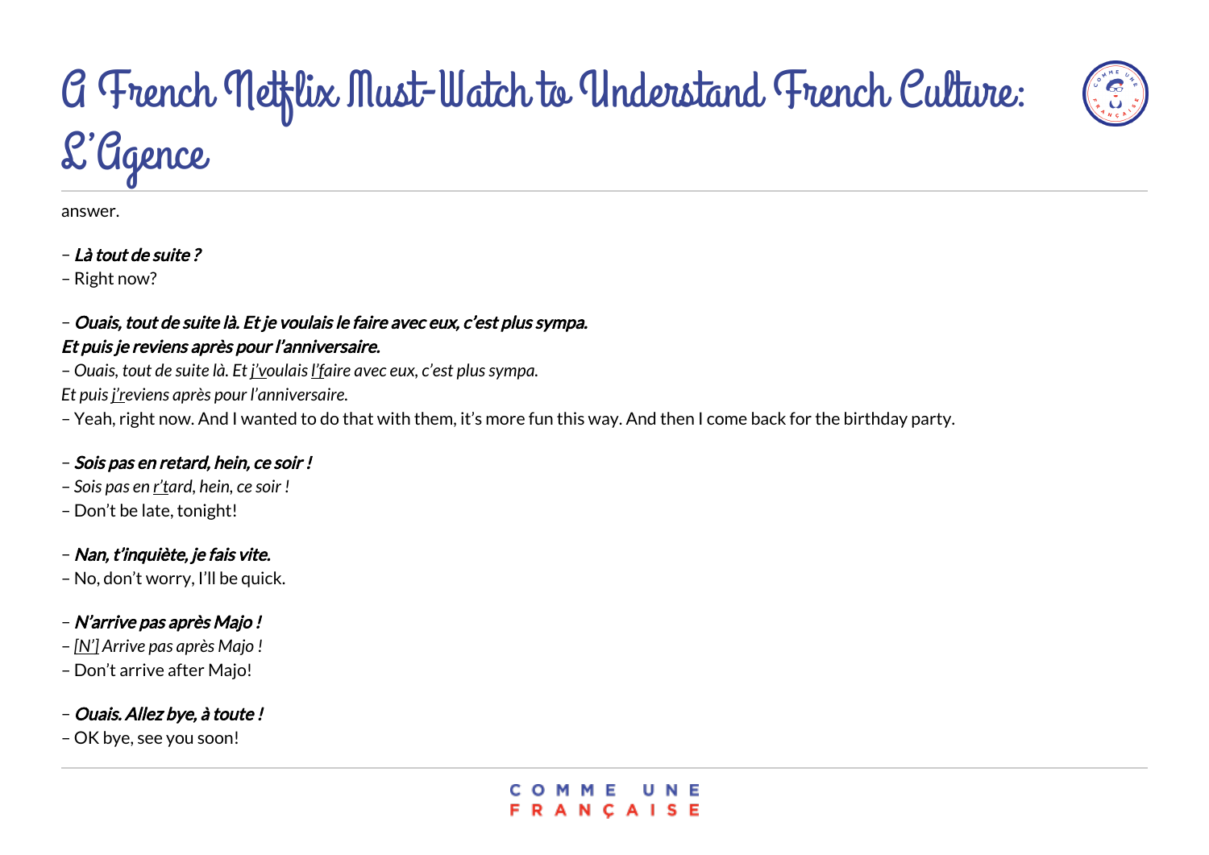answer.

– ***Là tout de suite ?***
– Right now?

– ***Ouais, tout de suite là. Et je voulais le faire avec eux, c'est plus sympa. Et puis je reviens après pour l'anniversaire.***
– *Ouais, tout de suite là. Et j'voulais l'faire avec eux, c'est plus sympa. Et puis j'reviens après pour l'anniversaire.*
– Yeah, right now. And I wanted to do that with them, it's more fun this way. And then I come back for the birthday party.

– ***Sois pas en retard, hein, ce soir !***
– *Sois pas en r'tard, hein, ce soir !*
– Don't be late, tonight!

– ***Nan, t'inquiète, je fais vite.***
– No, don't worry, I'll be quick.

– ***N'arrive pas après Majo !***
– *[N'] Arrive pas après Majo !*
– Don't arrive after Majo!

– ***Ouais. Allez bye, à toute !***
– OK bye, see you soon!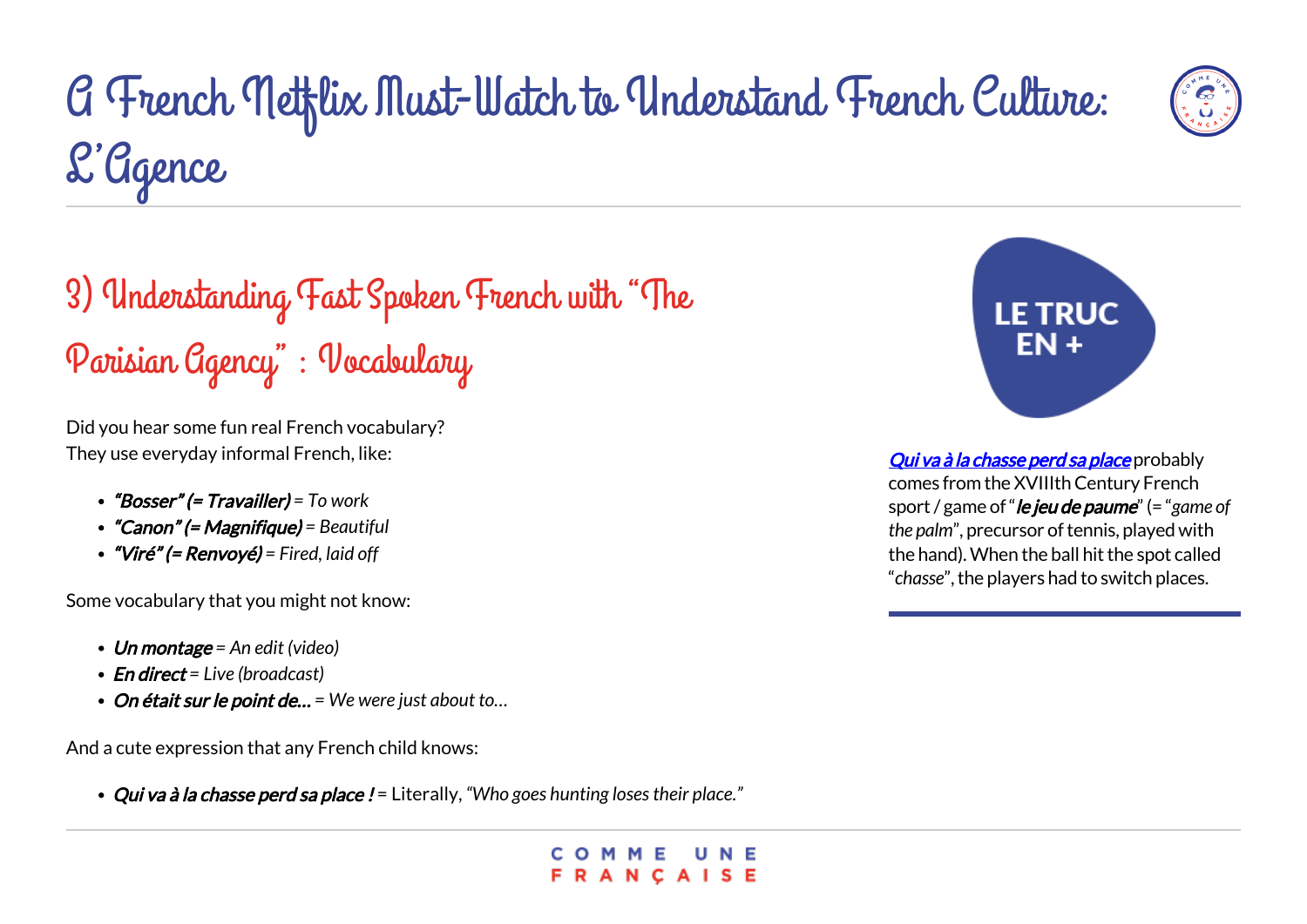# A French Netflix Must-Watch to Understand French Culture: L'Agence

## 3) Understanding Fast Spoken French with "The Parisian Agency" : Vocabulary

Did you hear some fun real French vocabulary?
They use everyday informal French, like:

- ***"Bosser" (= Travailler)*** *= To work*
- ***"Canon" (= Magnifique)*** *= Beautiful*
- ***"Viré" (= Renvoyé)*** *= Fired, laid off*

Some vocabulary that you might not know:

- ***Un montage*** *= An edit (video)*
- ***En direct*** *= Live (broadcast)*
- ***On était sur le point de...*** *= We were just about to...*

And a cute expression that any French child knows:

- ***Qui va à la chasse perd sa place !*** = Literally, *"Who goes hunting loses their place."*

**LE TRUC EN +**

***Qui va à la chasse perd sa place*** probably comes from the XVIIIth Century French sport / game of "***le jeu de paume***" (= "*game of the palm*", precursor of tennis, played with the hand). When the ball hit the spot called "*chasse*", the players had to switch places.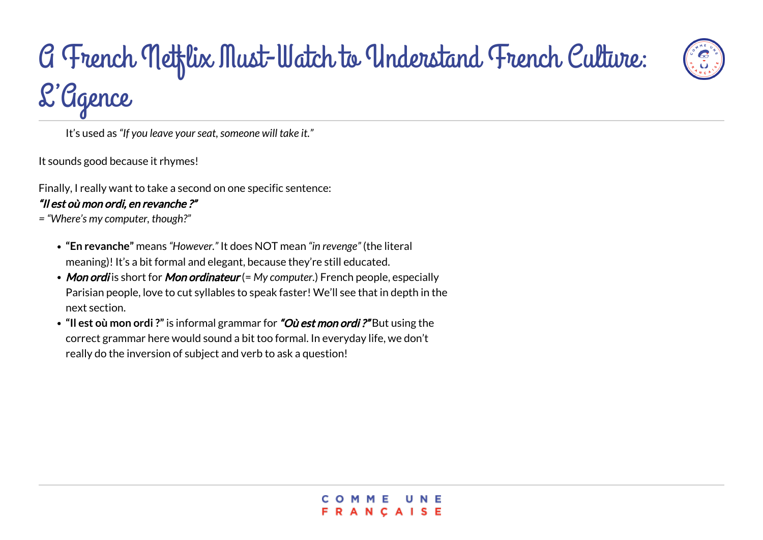It's used as *"If you leave your seat, someone will take it."*

It sounds good because it rhymes!

Finally, I really want to take a second on one specific sentence:
***"Il est où mon ordi, en revanche ?"***
*= "Where's my computer, though?"*

- **"En revanche"** means *"However."* It does NOT mean *"in revenge"* (the literal meaning)! It's a bit formal and elegant, because they're still educated.
- ***Mon ordi*** is short for ***Mon ordinateur*** (= *My computer*.) French people, especially Parisian people, love to cut syllables to speak faster! We'll see that in depth in the next section.
- **"Il est où mon ordi ?"** is informal grammar for ***"Où est mon ordi ?"*** But using the correct grammar here would sound a bit too formal. In everyday life, we don't really do the inversion of subject and verb to ask a question!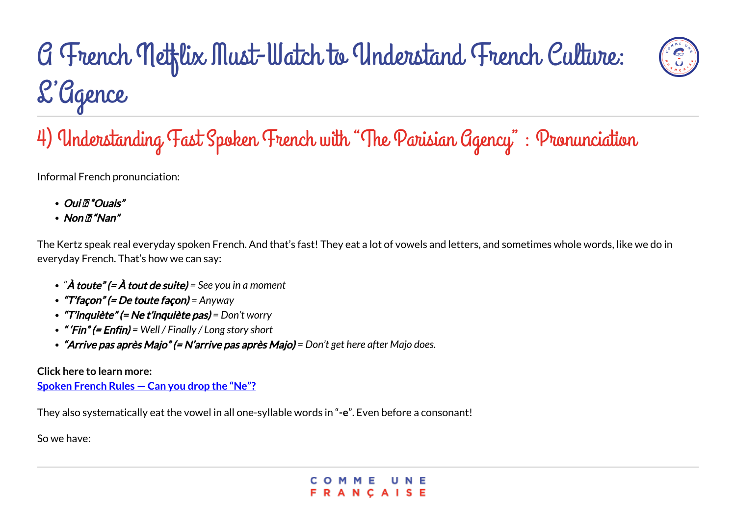# A French Netflix Must-Watch to Understand French Culture: L'Agence

## 4) Understanding Fast Spoken French with "The Parisian Agency" : Pronunciation

Informal French pronunciation:

- ***Oui*** **→** ***"Ouais"***
- ***Non*** **→** ***"Nan"***

The Kertz speak real everyday spoken French. And that's fast! They eat a lot of vowels and letters, and sometimes whole words, like we do in everyday French. That's how we can say:

- *"**À toute" (= À tout de suite)** = See you in a moment*
- ***"T'façon" (= De toute façon)** = Anyway*
- ***"T'inquiète" (= Ne t'inquiète pas)** = Don't worry*
- ***" 'Fin" (= Enfin)** = Well / Finally / Long story short*
- ***"Arrive pas après Majo" (= N'arrive pas après Majo)** = Don't get here after Majo does.*

**Click here to learn more:**
**Spoken French Rules — Can you drop the "Ne"?**

They also systematically eat the vowel in all one-syllable words in "**-e**". Even before a consonant!

So we have: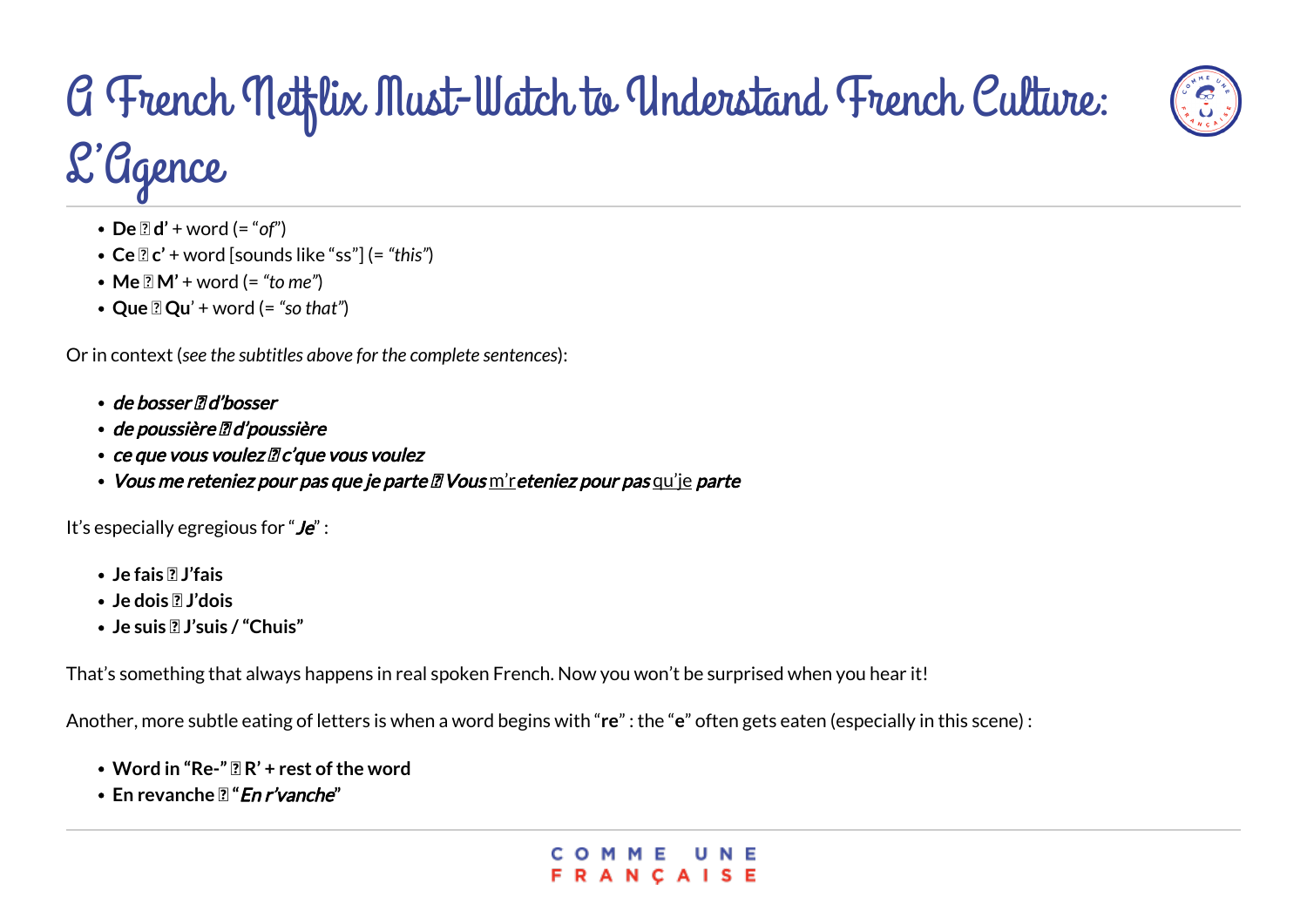- **De → d’** + word (= “*of*”)
- **Ce → c’** + word [sounds like “ss”] (= *“this”*)
- **Me → M’** + word (= *“to me”*)
- **Que → Qu**’ + word (= *“so that”*)

Or in context (*see the subtitles above for the complete sentences*):

- ***de bosser → d’bosser***
- ***de poussière → d’poussière***
- ***ce que vous voulez → c’que vous voulez***
- ***Vous me reteniez pour pas que je parte → Vous*** m’r***eteniez pour pas*** qu’je ***parte***

It’s especially egregious for “***Je***” :

- **Je fais → J’fais**
- **Je dois → J’dois**
- **Je suis → J’suis / “Chuis”**

That’s something that always happens in real spoken French. Now you won’t be surprised when you hear it!

Another, more subtle eating of letters is when a word begins with “**re**” : the “**e**” often gets eaten (especially in this scene) :

- **Word in “Re-” → R’ + rest of the word**
- **En revanche → “*En r’vanche*”**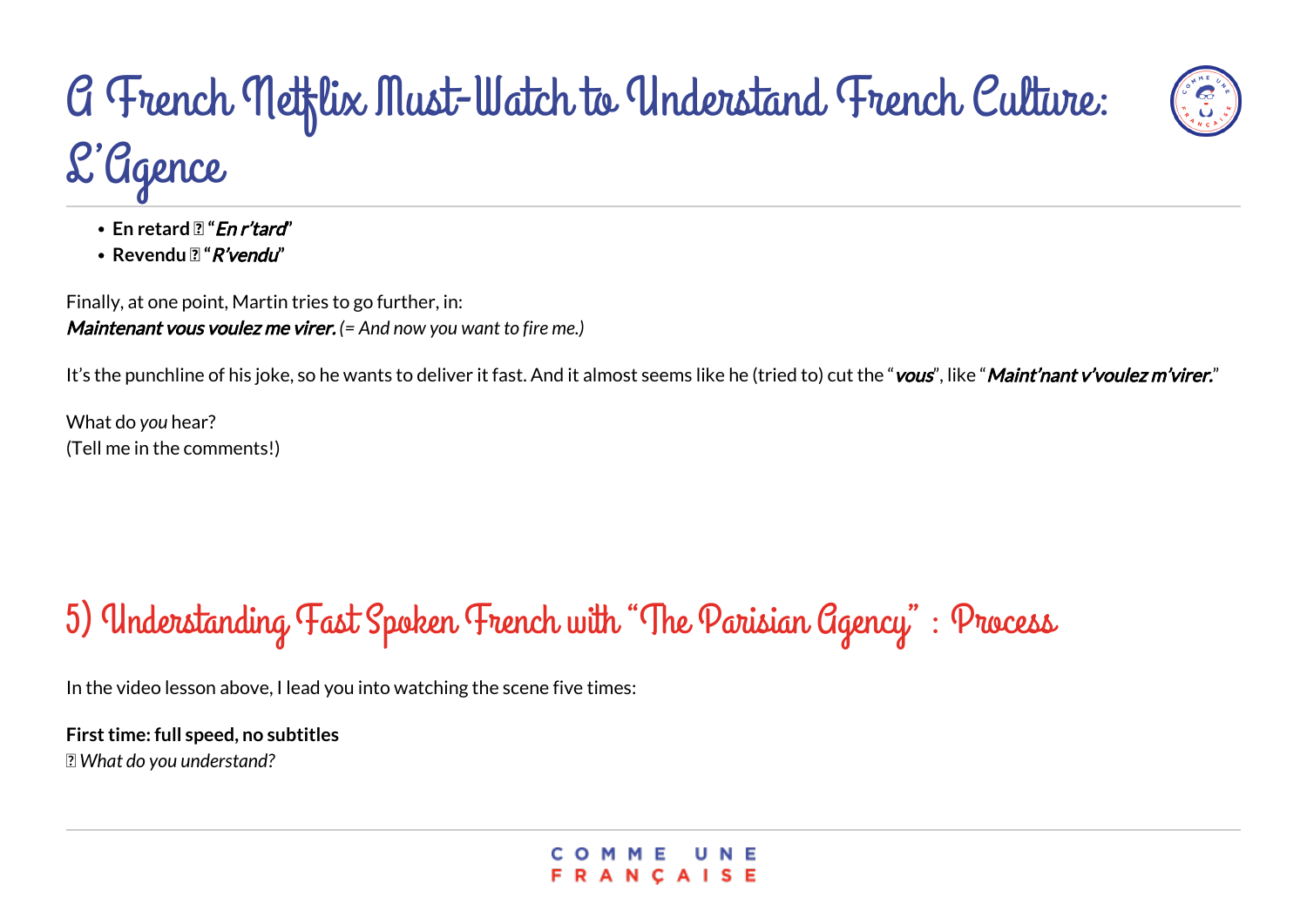- **En retard ⇒ “*En r’tard*”**
- **Revendu ⇒ “*R’vendu*”**

Finally, at one point, Martin tries to go further, in:
***Maintenant vous voulez me virer.*** *(= And now you want to fire me.)*

It’s the punchline of his joke, so he wants to deliver it fast. And it almost seems like he (tried to) cut the “***vous***”, like “***Maint’nant v’voulez m’virer.***”

What do *you* hear?
(Tell me in the comments!)

## 5) Understanding Fast Spoken French with “The Parisian Agency” : Process

In the video lesson above, I lead you into watching the scene five times:

**First time: full speed, no subtitles**
⇒ *What do you understand?*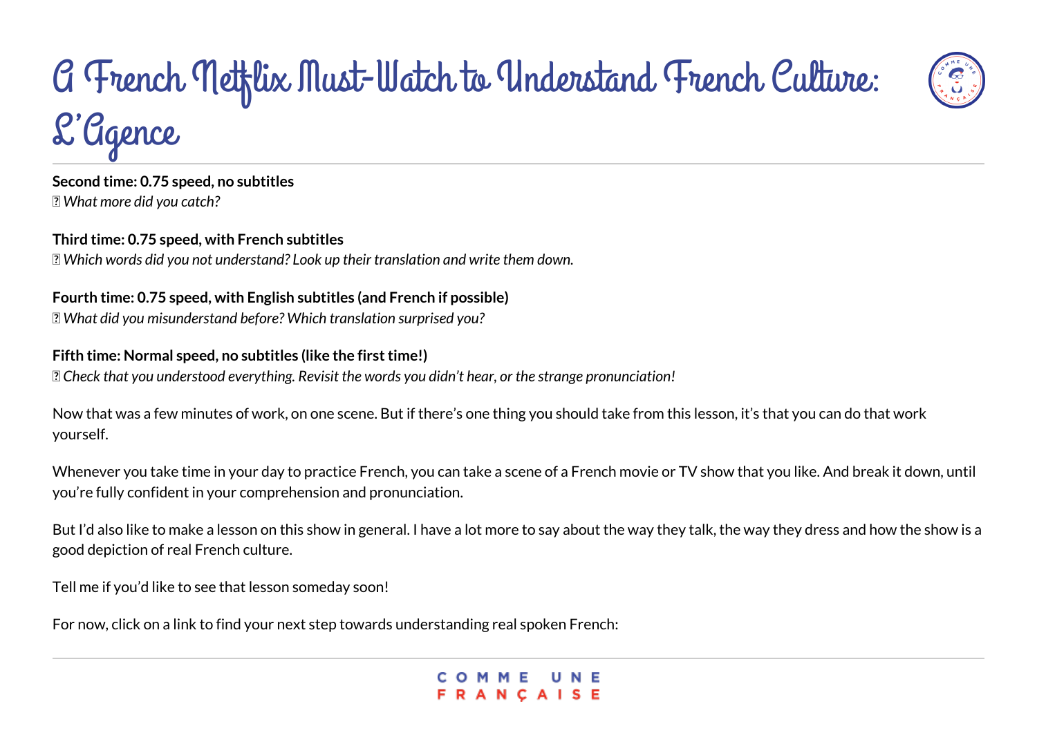**Second time: 0.75 speed, no subtitles**
*What more did you catch?*

**Third time: 0.75 speed, with French subtitles**
*Which words did you not understand? Look up their translation and write them down.*

**Fourth time: 0.75 speed, with English subtitles (and French if possible)**
*What did you misunderstand before? Which translation surprised you?*

**Fifth time: Normal speed, no subtitles (like the first time!)**
*Check that you understood everything. Revisit the words you didn't hear, or the strange pronunciation!*

Now that was a few minutes of work, on one scene. But if there's one thing you should take from this lesson, it's that you can do that work yourself.

Whenever you take time in your day to practice French, you can take a scene of a French movie or TV show that you like. And break it down, until you're fully confident in your comprehension and pronunciation.

But I'd also like to make a lesson on this show in general. I have a lot more to say about the way they talk, the way they dress and how the show is a good depiction of real French culture.

Tell me if you'd like to see that lesson someday soon!

For now, click on a link to find your next step towards understanding real spoken French: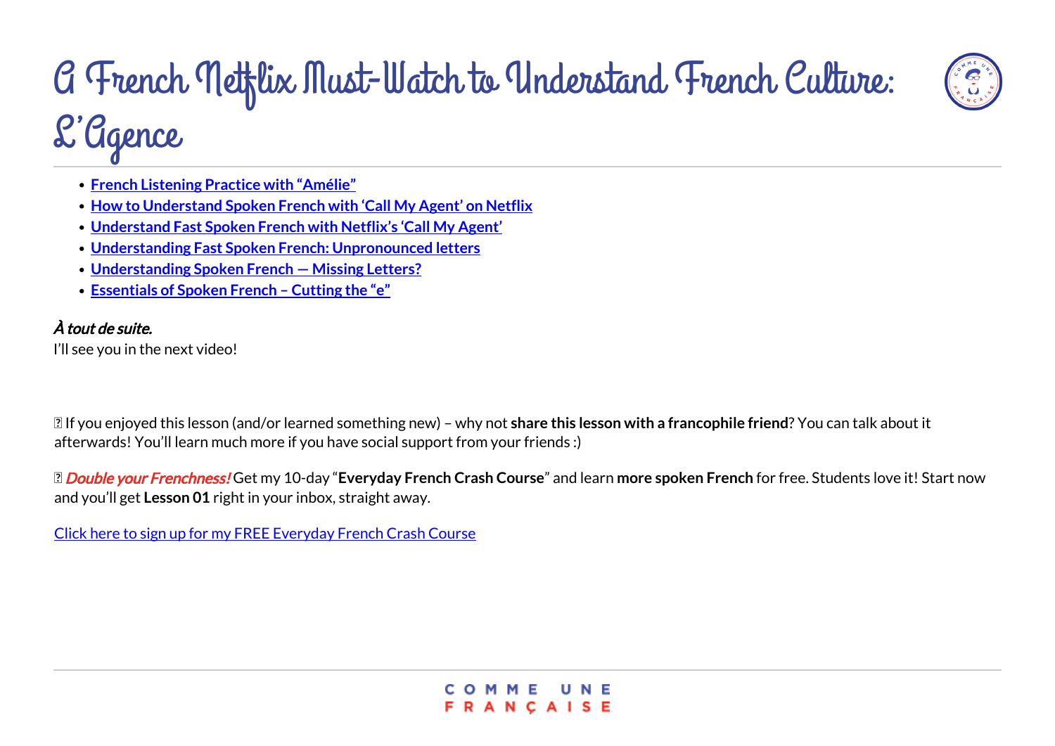# A French Netflix Must-Watch to Understand French Culture: L'Agence

- **[French Listening Practice with "Amélie"]()**
- **[How to Understand Spoken French with 'Call My Agent' on Netflix]()**
- **[Understand Fast Spoken French with Netflix's 'Call My Agent']()**
- **[Understanding Fast Spoken French: Unpronounced letters]()**
- **[Understanding Spoken French — Missing Letters?]()**
- **[Essentials of Spoken French – Cutting the "e"]()**

***À tout de suite.***
I'll see you in the next video!

� If you enjoyed this lesson (and/or learned something new) – why not **share this lesson with a francophile friend**? You can talk about it afterwards! You'll learn much more if you have social support from your friends :)

� ***Double your Frenchness!*** Get my 10-day "**Everyday French Crash Course**" and learn **more spoken French** for free. Students love it! Start now and you'll get **Lesson 01** right in your inbox, straight away.

[Click here to sign up for my FREE Everyday French Crash Course]()